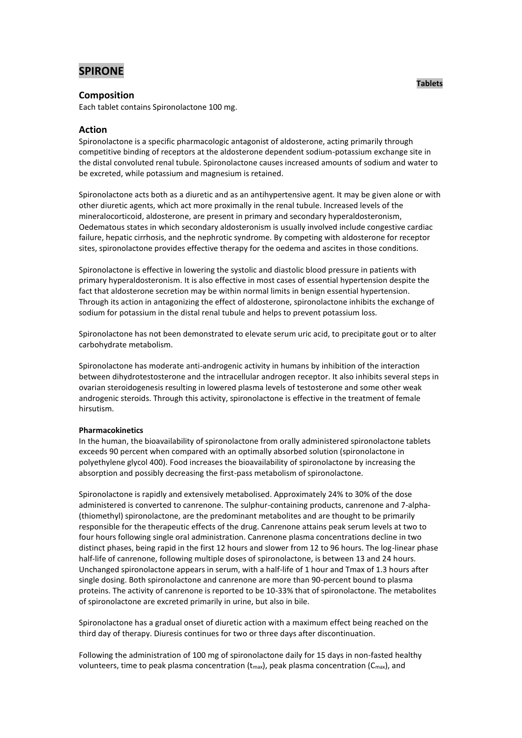# SPIRONE

**Tablets**

## Composition

Each tablet contains Spironolactone 100 mg.

## Action

Spironolactone is a specific pharmacologic antagonist of aldosterone, acting primarily through competitive binding of receptors at the aldosterone dependent sodium-potassium exchange site in the distal convoluted renal tubule. Spironolactone causes increased amounts of sodium and water to be excreted, while potassium and magnesium is retained.

Spironolactone acts both as a diuretic and as an antihypertensive agent. It may be given alone or with other diuretic agents, which act more proximally in the renal tubule. Increased levels of the mineralocorticoid, aldosterone, are present in primary and secondary hyperaldosteronism, Oedematous states in which secondary aldosteronism is usually involved include congestive cardiac failure, hepatic cirrhosis, and the nephrotic syndrome. By competing with aldosterone for receptor sites, spironolactone provides effective therapy for the oedema and ascites in those conditions.

Spironolactone is effective in lowering the systolic and diastolic blood pressure in patients with primary hyperaldosteronism. It is also effective in most cases of essential hypertension despite the fact that aldosterone secretion may be within normal limits in benign essential hypertension. Through its action in antagonizing the effect of aldosterone, spironolactone inhibits the exchange of sodium for potassium in the distal renal tubule and helps to prevent potassium loss.

Spironolactone has not been demonstrated to elevate serum uric acid, to precipitate gout or to alter carbohydrate metabolism.

Spironolactone has moderate anti-androgenic activity in humans by inhibition of the interaction between dihydrotestosterone and the intracellular androgen receptor. It also inhibits several steps in ovarian steroidogenesis resulting in lowered plasma levels of testosterone and some other weak androgenic steroids. Through this activity, spironolactone is effective in the treatment of female hirsutism.

**Pharmacokinetics**

In the human, the bioavailability of spironolactone from orally administered spironolactone tablets exceeds 90 percent when compared with an optimally absorbed solution (spironolactone in polyethylene glycol 400). Food increases the bioavailability of spironolactone by increasing the absorption and possibly decreasing the first-pass metabolism of spironolactone.

Spironolactone is rapidly and extensively metabolised. Approximately 24% to 30% of the dose administered is converted to canrenone. The sulphur-containing products, canrenone and 7-alpha-(thiomethyl) spironolactone, are the predominant metabolites and are thought to be primarily responsible for the therapeutic effects of the drug. Canrenone attains peak serum levels at two to four hours following single oral administration. Canrenone plasma concentrations decline in two distinct phases, being rapid in the first 12 hours and slower from 12 to 96 hours. The log-linear phase half-life of canrenone, following multiple doses of spironolactone, is between 13 and 24 hours. Unchanged spironolactone appears in serum, with a half-life of 1 hour and Tmax of 1.3 hours after single dosing. Both spironolactone and canrenone are more than 90-percent bound to plasma proteins. The activity of canrenone is reported to be 10-33% that of spironolactone. The metabolites of spironolactone are excreted primarily in urine, but also in bile.

Spironolactone has a gradual onset of diuretic action with a maximum effect being reached on the third day of therapy. Diuresis continues for two or three days after discontinuation.

Following the administration of 100 mg of spironolactone daily for 15 days in non-fasted healthy volunteers, time to peak plasma concentration ($t_{max}$), peak plasma concentration ($C_{max}$), and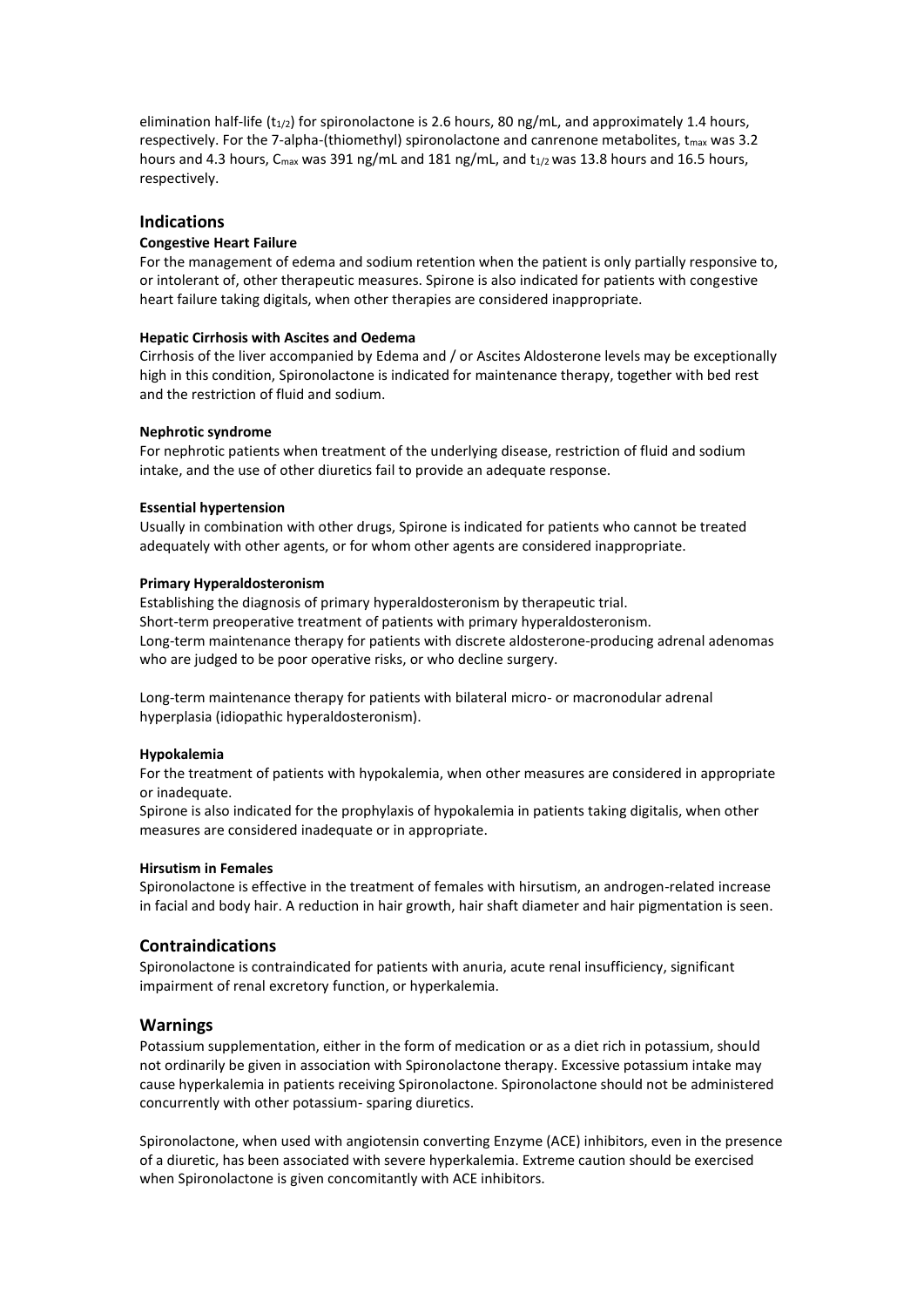elimination half-life ($t_{1/2}$) for spironolactone is 2.6 hours, 80 ng/mL, and approximately 1.4 hours, respectively. For the 7-alpha-(thiomethyl) spironolactone and canrenone metabolites, $t_{max}$ was 3.2 hours and 4.3 hours, $C_{max}$ was 391 ng/mL and 181 ng/mL, and $t_{1/2}$ was 13.8 hours and 16.5 hours, respectively.

## Indications

### Congestive Heart Failure

For the management of edema and sodium retention when the patient is only partially responsive to, or intolerant of, other therapeutic measures. Spirone is also indicated for patients with congestive heart failure taking digitals, when other therapies are considered inappropriate.

### Hepatic Cirrhosis with Ascites and Oedema

Cirrhosis of the liver accompanied by Edema and / or Ascites Aldosterone levels may be exceptionally high in this condition, Spironolactone is indicated for maintenance therapy, together with bed rest and the restriction of fluid and sodium.

### Nephrotic syndrome

For nephrotic patients when treatment of the underlying disease, restriction of fluid and sodium intake, and the use of other diuretics fail to provide an adequate response.

### Essential hypertension

Usually in combination with other drugs, Spirone is indicated for patients who cannot be treated adequately with other agents, or for whom other agents are considered inappropriate.

### Primary Hyperaldosteronism

Establishing the diagnosis of primary hyperaldosteronism by therapeutic trial.
Short-term preoperative treatment of patients with primary hyperaldosteronism.
Long-term maintenance therapy for patients with discrete aldosterone-producing adrenal adenomas who are judged to be poor operative risks, or who decline surgery.

Long-term maintenance therapy for patients with bilateral micro- or macronodular adrenal hyperplasia (idiopathic hyperaldosteronism).

### Hypokalemia

For the treatment of patients with hypokalemia, when other measures are considered in appropriate or inadequate.
Spirone is also indicated for the prophylaxis of hypokalemia in patients taking digitalis, when other measures are considered inadequate or in appropriate.

### Hirsutism in Females

Spironolactone is effective in the treatment of females with hirsutism, an androgen-related increase in facial and body hair. A reduction in hair growth, hair shaft diameter and hair pigmentation is seen.

## Contraindications

Spironolactone is contraindicated for patients with anuria, acute renal insufficiency, significant impairment of renal excretory function, or hyperkalemia.

## Warnings

Potassium supplementation, either in the form of medication or as a diet rich in potassium, should not ordinarily be given in association with Spironolactone therapy. Excessive potassium intake may cause hyperkalemia in patients receiving Spironolactone. Spironolactone should not be administered concurrently with other potassium- sparing diuretics.

Spironolactone, when used with angiotensin converting Enzyme (ACE) inhibitors, even in the presence of a diuretic, has been associated with severe hyperkalemia. Extreme caution should be exercised when Spironolactone is given concomitantly with ACE inhibitors.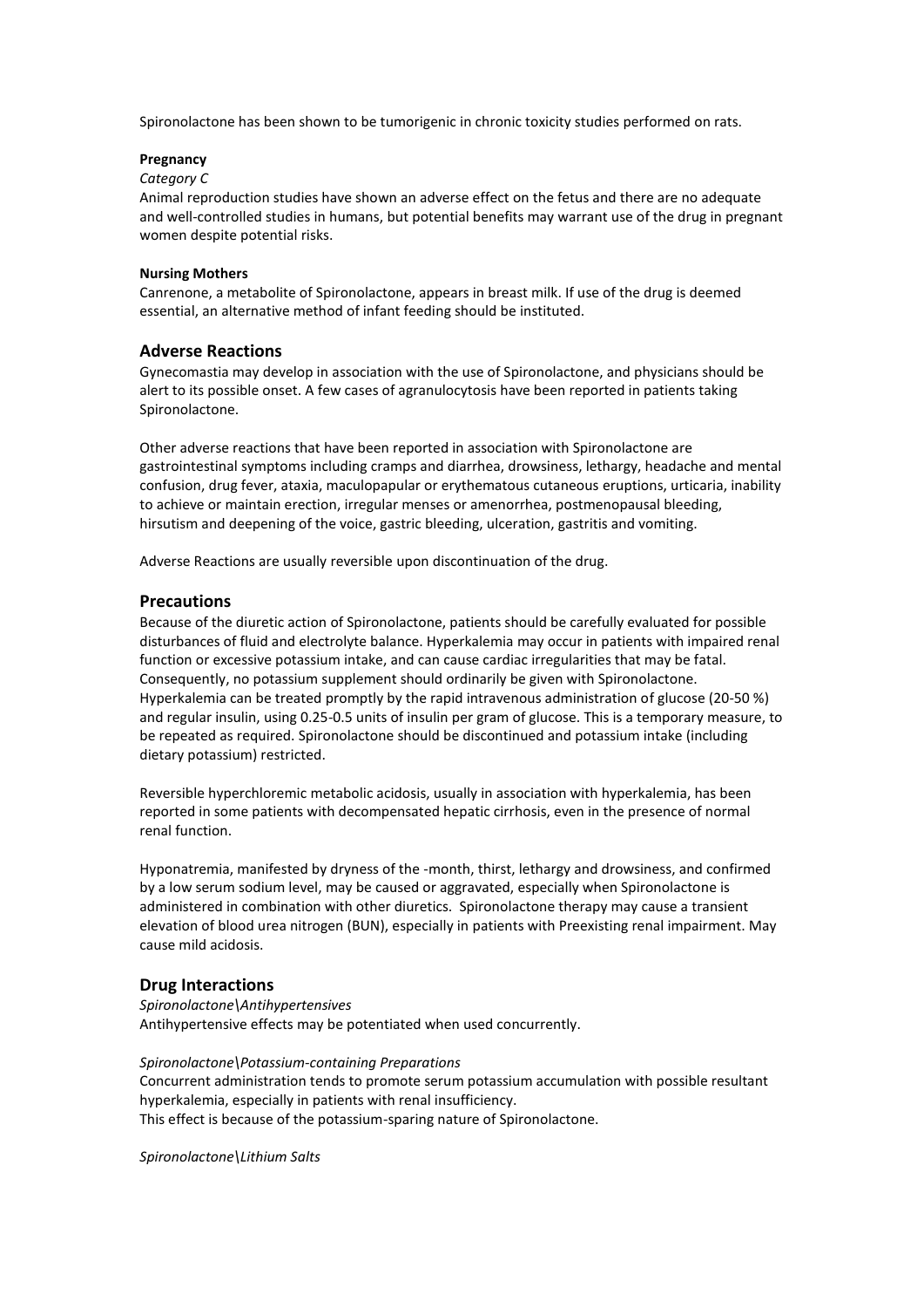Spironolactone has been shown to be tumorigenic in chronic toxicity studies performed on rats.

**Pregnancy**

*Category C*

Animal reproduction studies have shown an adverse effect on the fetus and there are no adequate and well-controlled studies in humans, but potential benefits may warrant use of the drug in pregnant women despite potential risks.

**Nursing Mothers**

Canrenone, a metabolite of Spironolactone, appears in breast milk. If use of the drug is deemed essential, an alternative method of infant feeding should be instituted.

## Adverse Reactions

Gynecomastia may develop in association with the use of Spironolactone, and physicians should be alert to its possible onset. A few cases of agranulocytosis have been reported in patients taking Spironolactone.

Other adverse reactions that have been reported in association with Spironolactone are gastrointestinal symptoms including cramps and diarrhea, drowsiness, lethargy, headache and mental confusion, drug fever, ataxia, maculopapular or erythematous cutaneous eruptions, urticaria, inability to achieve or maintain erection, irregular menses or amenorrhea, postmenopausal bleeding, hirsutism and deepening of the voice, gastric bleeding, ulceration, gastritis and vomiting.

Adverse Reactions are usually reversible upon discontinuation of the drug.

## Precautions

Because of the diuretic action of Spironolactone, patients should be carefully evaluated for possible disturbances of fluid and electrolyte balance. Hyperkalemia may occur in patients with impaired renal function or excessive potassium intake, and can cause cardiac irregularities that may be fatal. Consequently, no potassium supplement should ordinarily be given with Spironolactone. Hyperkalemia can be treated promptly by the rapid intravenous administration of glucose (20-50 %) and regular insulin, using 0.25-0.5 units of insulin per gram of glucose. This is a temporary measure, to be repeated as required. Spironolactone should be discontinued and potassium intake (including dietary potassium) restricted.

Reversible hyperchloremic metabolic acidosis, usually in association with hyperkalemia, has been reported in some patients with decompensated hepatic cirrhosis, even in the presence of normal renal function.

Hyponatremia, manifested by dryness of the -month, thirst, lethargy and drowsiness, and confirmed by a low serum sodium level, may be caused or aggravated, especially when Spironolactone is administered in combination with other diuretics. Spironolactone therapy may cause a transient elevation of blood urea nitrogen (BUN), especially in patients with Preexisting renal impairment. May cause mild acidosis.

## Drug Interactions

*Spironolactone\Antihypertensives*

Antihypertensive effects may be potentiated when used concurrently.

*Spironolactone\Potassium-containing Preparations*

Concurrent administration tends to promote serum potassium accumulation with possible resultant hyperkalemia, especially in patients with renal insufficiency.
This effect is because of the potassium-sparing nature of Spironolactone.

*Spironolactone\Lithium Salts*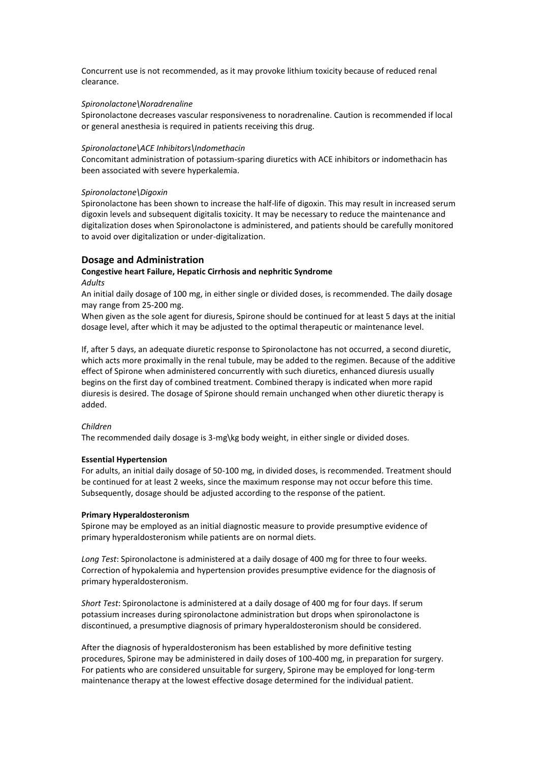Concurrent use is not recommended, as it may provoke lithium toxicity because of reduced renal clearance.

*Spironolactone\Noradrenaline*

Spironolactone decreases vascular responsiveness to noradrenaline. Caution is recommended if local or general anesthesia is required in patients receiving this drug.

*Spironolactone\ACE Inhibitors\Indomethacin*

Concomitant administration of potassium-sparing diuretics with ACE inhibitors or indomethacin has been associated with severe hyperkalemia.

*Spironolactone\Digoxin*

Spironolactone has been shown to increase the half-life of digoxin. This may result in increased serum digoxin levels and subsequent digitalis toxicity. It may be necessary to reduce the maintenance and digitalization doses when Spironolactone is administered, and patients should be carefully monitored to avoid over digitalization or under-digitalization.

## Dosage and Administration

**Congestive heart Failure, Hepatic Cirrhosis and nephritic Syndrome**

*Adults*

An initial daily dosage of 100 mg, in either single or divided doses, is recommended. The daily dosage may range from 25-200 mg.

When given as the sole agent for diuresis, Spirone should be continued for at least 5 days at the initial dosage level, after which it may be adjusted to the optimal therapeutic or maintenance level.

If, after 5 days, an adequate diuretic response to Spironolactone has not occurred, a second diuretic, which acts more proximally in the renal tubule, may be added to the regimen. Because of the additive effect of Spirone when administered concurrently with such diuretics, enhanced diuresis usually begins on the first day of combined treatment. Combined therapy is indicated when more rapid diuresis is desired. The dosage of Spirone should remain unchanged when other diuretic therapy is added.

*Children*

The recommended daily dosage is 3-mg\kg body weight, in either single or divided doses.

**Essential Hypertension**

For adults, an initial daily dosage of 50-100 mg, in divided doses, is recommended. Treatment should be continued for at least 2 weeks, since the maximum response may not occur before this time. Subsequently, dosage should be adjusted according to the response of the patient.

**Primary Hyperaldosteronism**

Spirone may be employed as an initial diagnostic measure to provide presumptive evidence of primary hyperaldosteronism while patients are on normal diets.

*Long Test*: Spironolactone is administered at a daily dosage of 400 mg for three to four weeks. Correction of hypokalemia and hypertension provides presumptive evidence for the diagnosis of primary hyperaldosteronism.

*Short Test*: Spironolactone is administered at a daily dosage of 400 mg for four days. If serum potassium increases during spironolactone administration but drops when spironolactone is discontinued, a presumptive diagnosis of primary hyperaldosteronism should be considered.

After the diagnosis of hyperaldosteronism has been established by more definitive testing procedures, Spirone may be administered in daily doses of 100-400 mg, in preparation for surgery. For patients who are considered unsuitable for surgery, Spirone may be employed for long-term maintenance therapy at the lowest effective dosage determined for the individual patient.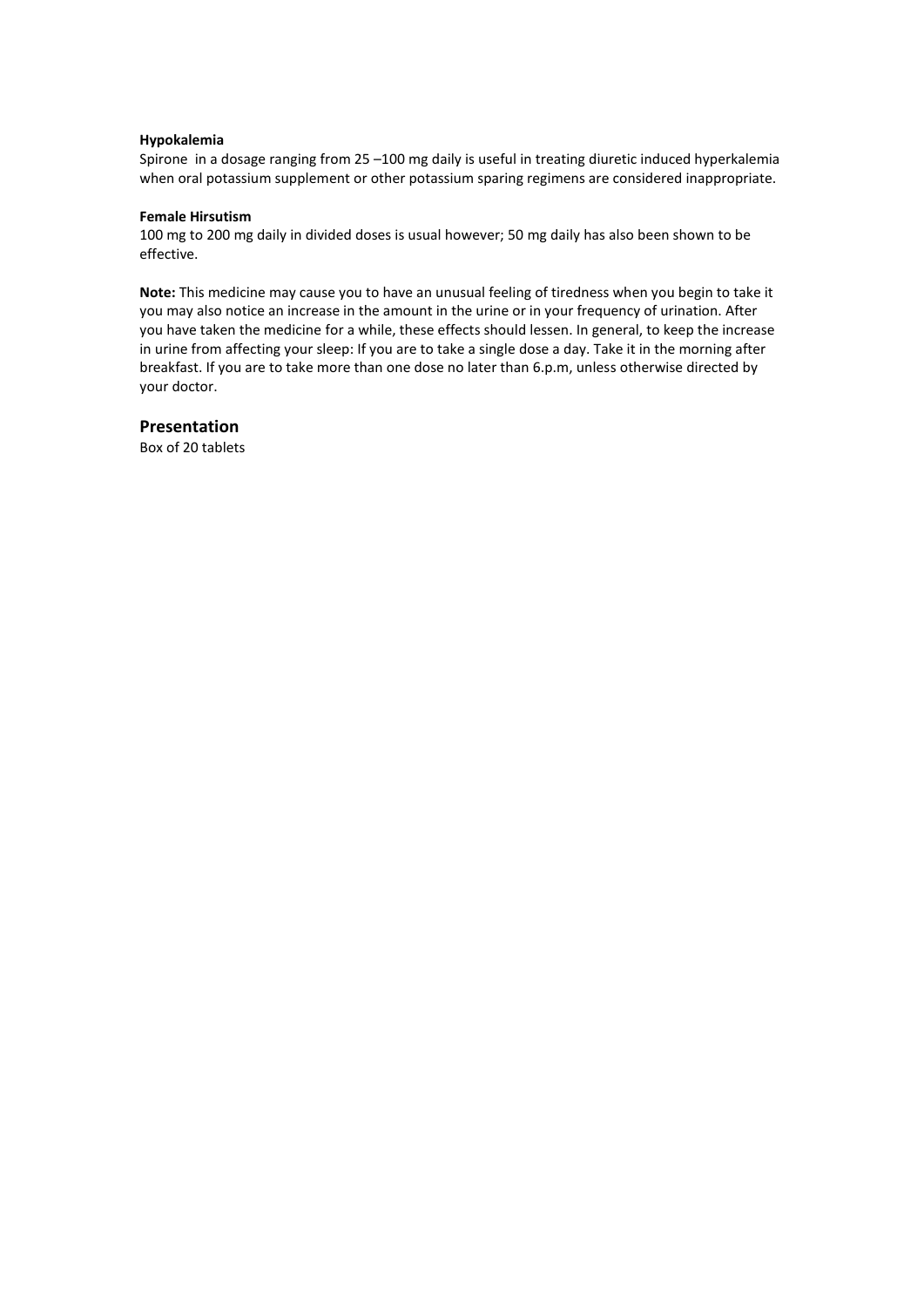**Hypokalemia**

Spirone in a dosage ranging from 25 –100 mg daily is useful in treating diuretic induced hyperkalemia when oral potassium supplement or other potassium sparing regimens are considered inappropriate.

**Female Hirsutism**

100 mg to 200 mg daily in divided doses is usual however; 50 mg daily has also been shown to be effective.

**Note:** This medicine may cause you to have an unusual feeling of tiredness when you begin to take it you may also notice an increase in the amount in the urine or in your frequency of urination. After you have taken the medicine for a while, these effects should lessen. In general, to keep the increase in urine from affecting your sleep: If you are to take a single dose a day. Take it in the morning after breakfast. If you are to take more than one dose no later than 6.p.m, unless otherwise directed by your doctor.

## Presentation

Box of 20 tablets